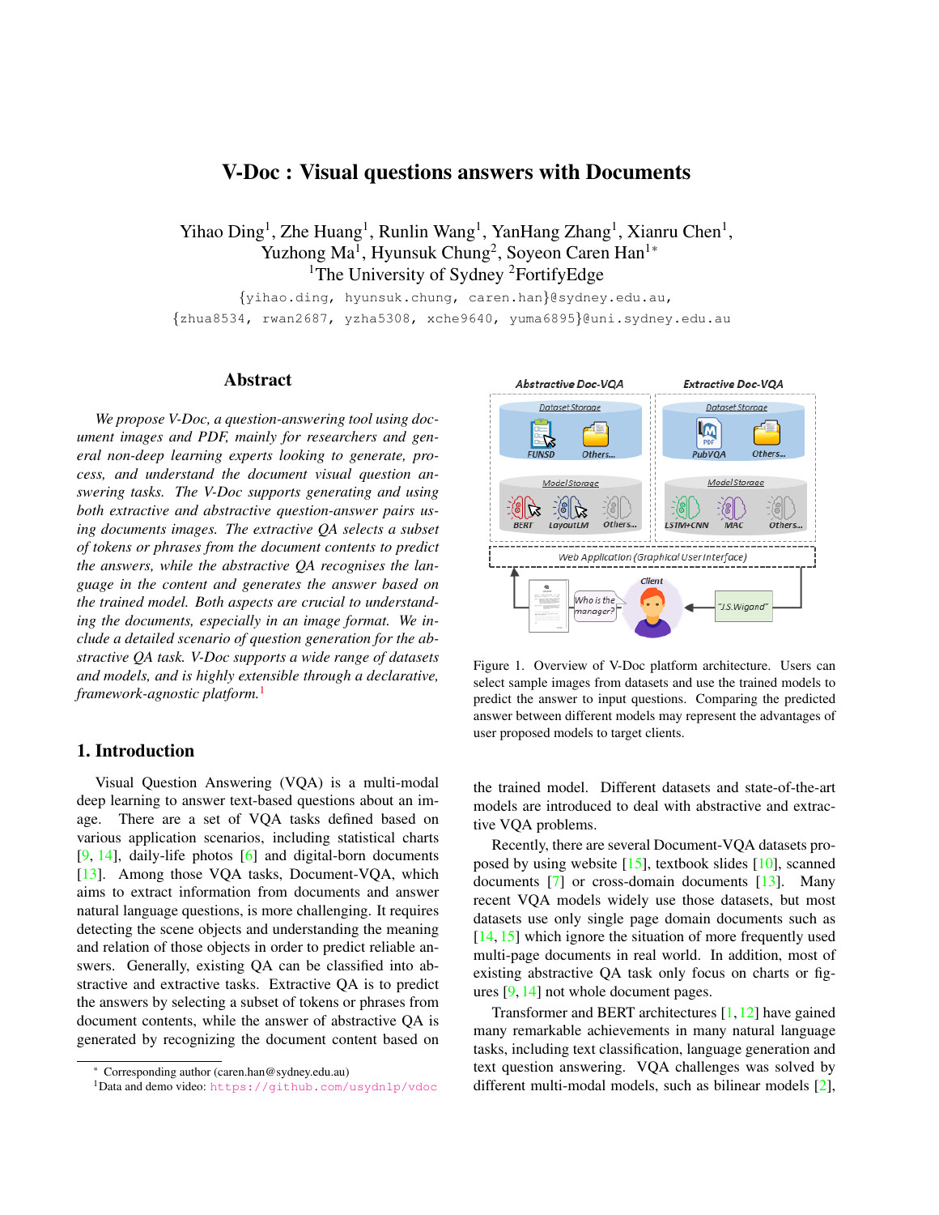# V-Doc : Visual questions answers with Documents

Yihao Ding[1], Zhe Huang[1], Runlin Wang[1], YanHang Zhang[1], Xianru Chen[1], Yuzhong Ma[1], Hyunsuk Chung[2], Soyeon Caren Han[1*]

[1]The University of Sydney [2]FortifyEdge

{yihao.ding, hyunsuk.chung, caren.han}@sydney.edu.au, {zhua8534, rwan2687, yzha5308, xche9640, yuma6895}@uni.sydney.edu.au

## Abstract

*We propose V-Doc, a question-answering tool using document images and PDF, mainly for researchers and general non-deep learning experts looking to generate, process, and understand the document visual question answering tasks. The V-Doc supports generating and using both extractive and abstractive question-answer pairs using documents images. The extractive QA selects a subset of tokens or phrases from the document contents to predict the answers, while the abstractive QA recognises the language in the content and generates the answer based on the trained model. Both aspects are crucial to understanding the documents, especially in an image format. We include a detailed scenario of question generation for the abstractive QA task. V-Doc supports a wide range of datasets and models, and is highly extensible through a declarative, framework-agnostic platform.*[1]

Figure 1. Overview of V-Doc platform architecture. Users can select sample images from datasets and use the trained models to predict the answer to input questions. Comparing the predicted answer between different models may represent the advantages of user proposed models to target clients.

## 1. Introduction

Visual Question Answering (VQA) is a multi-modal deep learning to answer text-based questions about an image. There are a set of VQA tasks defined based on various application scenarios, including statistical charts [9, 14], daily-life photos [6] and digital-born documents [13]. Among those VQA tasks, Document-VQA, which aims to extract information from documents and answer natural language questions, is more challenging. It requires detecting the scene objects and understanding the meaning and relation of those objects in order to predict reliable answers. Generally, existing QA can be classified into abstractive and extractive tasks. Extractive QA is to predict the answers by selecting a subset of tokens or phrases from document contents, while the answer of abstractive QA is generated by recognizing the document content based on the trained model. Different datasets and state-of-the-art models are introduced to deal with abstractive and extractive VQA problems.

Recently, there are several Document-VQA datasets proposed by using website [15], textbook slides [10], scanned documents [7] or cross-domain documents [13]. Many recent VQA models widely use those datasets, but most datasets use only single page domain documents such as [14, 15] which ignore the situation of more frequently used multi-page documents in real world. In addition, most of existing abstractive QA task only focus on charts or figures [9, 14] not whole document pages.

Transformer and BERT architectures [1, 12] have gained many remarkable achievements in many natural language tasks, including text classification, language generation and text question answering. VQA challenges was solved by different multi-modal models, such as bilinear models [2],

* Corresponding author (caren.han@sydney.edu.au)

[1]Data and demo video: https://github.com/usydnlp/vdoc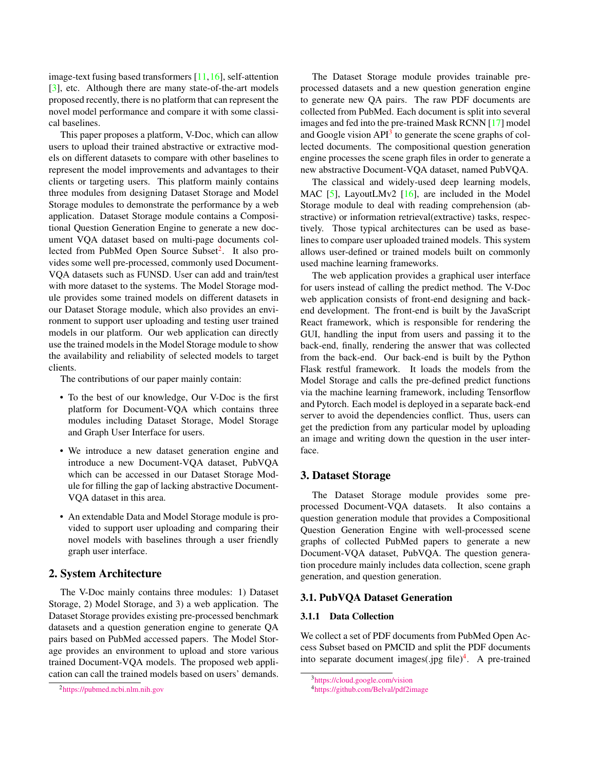image-text fusing based transformers [11,16], self-attention [3], etc. Although there are many state-of-the-art models proposed recently, there is no platform that can represent the novel model performance and compare it with some classical baselines.

This paper proposes a platform, V-Doc, which can allow users to upload their trained abstractive or extractive models on different datasets to compare with other baselines to represent the model improvements and advantages to their clients or targeting users. This platform mainly contains three modules from designing Dataset Storage and Model Storage modules to demonstrate the performance by a web application. Dataset Storage module contains a Compositional Question Generation Engine to generate a new document VQA dataset based on multi-page documents collected from PubMed Open Source Subset[2]. It also provides some well pre-processed, commonly used Document-VQA datasets such as FUNSD. User can add and train/test with more dataset to the systems. The Model Storage module provides some trained models on different datasets in our Dataset Storage module, which also provides an environment to support user uploading and testing user trained models in our platform. Our web application can directly use the trained models in the Model Storage module to show the availability and reliability of selected models to target clients.

The contributions of our paper mainly contain:

- To the best of our knowledge, Our V-Doc is the first platform for Document-VQA which contains three modules including Dataset Storage, Model Storage and Graph User Interface for users.
- We introduce a new dataset generation engine and introduce a new Document-VQA dataset, PubVQA which can be accessed in our Dataset Storage Module for filling the gap of lacking abstractive Document-VQA dataset in this area.
- An extendable Data and Model Storage module is provided to support user uploading and comparing their novel models with baselines through a user friendly graph user interface.

## 2. System Architecture

The V-Doc mainly contains three modules: 1) Dataset Storage, 2) Model Storage, and 3) a web application. The Dataset Storage provides existing pre-processed benchmark datasets and a question generation engine to generate QA pairs based on PubMed accessed papers. The Model Storage provides an environment to upload and store various trained Document-VQA models. The proposed web application can call the trained models based on users' demands.

The Dataset Storage module provides trainable pre-processed datasets and a new question generation engine to generate new QA pairs. The raw PDF documents are collected from PubMed. Each document is split into several images and fed into the pre-trained Mask RCNN [17] model and Google vision API[3] to generate the scene graphs of collected documents. The compositional question generation engine processes the scene graph files in order to generate a new abstractive Document-VQA dataset, named PubVQA.

The classical and widely-used deep learning models, MAC [5], LayoutLMv2 [16], are included in the Model Storage module to deal with reading comprehension (abstractive) or information retrieval(extractive) tasks, respectively. Those typical architectures can be used as baselines to compare user uploaded trained models. This system allows user-defined or trained models built on commonly used machine learning frameworks.

The web application provides a graphical user interface for users instead of calling the predict method. The V-Doc web application consists of front-end designing and back-end development. The front-end is built by the JavaScript React framework, which is responsible for rendering the GUI, handling the input from users and passing it to the back-end, finally, rendering the answer that was collected from the back-end. Our back-end is built by the Python Flask restful framework. It loads the models from the Model Storage and calls the pre-defined predict functions via the machine learning framework, including Tensorflow and Pytorch. Each model is deployed in a separate back-end server to avoid the dependencies conflict. Thus, users can get the prediction from any particular model by uploading an image and writing down the question in the user interface.

## 3. Dataset Storage

The Dataset Storage module provides some pre-processed Document-VQA datasets. It also contains a question generation module that provides a Compositional Question Generation Engine with well-processed scene graphs of collected PubMed papers to generate a new Document-VQA dataset, PubVQA. The question generation procedure mainly includes data collection, scene graph generation, and question generation.

### 3.1. PubVQA Dataset Generation

#### 3.1.1 Data Collection

We collect a set of PDF documents from PubMed Open Access Subset based on PMCID and split the PDF documents into separate document images(.jpg file)[4]. A pre-trained

[2] https://pubmed.ncbi.nlm.nih.gov

[3] https://cloud.google.com/vision

[4] https://github.com/Belval/pdf2image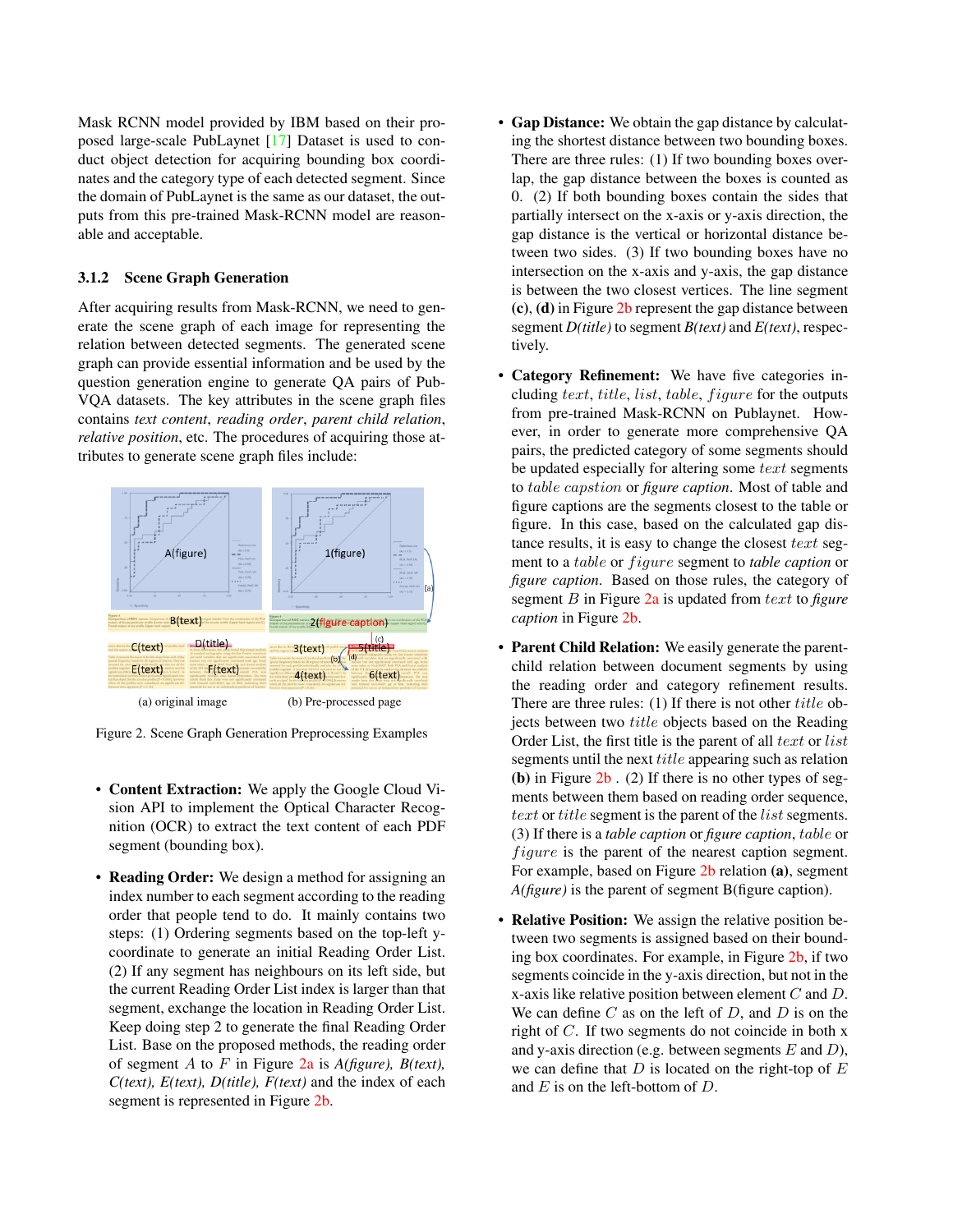Mask RCNN model provided by IBM based on their proposed large-scale PubLaynet [17] Dataset is used to conduct object detection for acquiring bounding box coordinates and the category type of each detected segment. Since the domain of PubLaynet is the same as our dataset, the outputs from this pre-trained Mask-RCNN model are reasonable and acceptable.

### 3.1.2 Scene Graph Generation

After acquiring results from Mask-RCNN, we need to generate the scene graph of each image for representing the relation between detected segments. The generated scene graph can provide essential information and be used by the question generation engine to generate QA pairs of PubVQA datasets. The key attributes in the scene graph files contains *text content*, *reading order*, *parent child relation*, *relative position*, etc. The procedures of acquiring those attributes to generate scene graph files include:

(a) original image (b) Pre-processed page

Figure 2. Scene Graph Generation Preprocessing Examples

- **Content Extraction:** We apply the Google Cloud Vision API to implement the Optical Character Recognition (OCR) to extract the text content of each PDF segment (bounding box).
- **Reading Order:** We design a method for assigning an index number to each segment according to the reading order that people tend to do. It mainly contains two steps: (1) Ordering segments based on the top-left y-coordinate to generate an initial Reading Order List. (2) If any segment has neighbours on its left side, but the current Reading Order List index is larger than that segment, exchange the location in Reading Order List. Keep doing step 2 to generate the final Reading Order List. Base on the proposed methods, the reading order of segment $A$ to $F$ in Figure 2a is *A(figure), B(text), C(text), E(text), D(title), F(text)* and the index of each segment is represented in Figure 2b.
- **Gap Distance:** We obtain the gap distance by calculating the shortest distance between two bounding boxes. There are three rules: (1) If two bounding boxes overlap, the gap distance between the boxes is counted as 0. (2) If both bounding boxes contain the sides that partially intersect on the x-axis or y-axis direction, the gap distance is the vertical or horizontal distance between two sides. (3) If two bounding boxes have no intersection on the x-axis and y-axis, the gap distance is between the two closest vertices. The line segment **(c)**, **(d)** in Figure 2b represent the gap distance between segment *D(title)* to segment *B(text)* and *E(text)*, respectively.
- **Category Refinement:** We have five categories including $text$, $title$, $list$, $table$, $figure$ for the outputs from pre-trained Mask-RCNN on Publaynet. However, in order to generate more comprehensive QA pairs, the predicted category of some segments should be updated especially for altering some $text$ segments to $table\ capstion$ or *figure caption*. Most of table and figure captions are the segments closest to the table or figure. In this case, based on the calculated gap distance results, it is easy to change the closest $text$ segment to a $table$ or $figure$ segment to *table caption* or *figure caption*. Based on those rules, the category of segment $B$ in Figure 2a is updated from $text$ to *figure caption* in Figure 2b.
- **Parent Child Relation:** We easily generate the parent-child relation between document segments by using the reading order and category refinement results. There are three rules: (1) If there is not other $title$ objects between two $title$ objects based on the Reading Order List, the first title is the parent of all $text$ or $list$ segments until the next $title$ appearing such as relation **(b)** in Figure 2b . (2) If there is no other types of segments between them based on reading order sequence, $text$ or $title$ segment is the parent of the $list$ segments. (3) If there is a *table caption* or *figure caption*, $table$ or $figure$ is the parent of the nearest caption segment. For example, based on Figure 2b relation **(a)**, segment *A(figure)* is the parent of segment B(figure caption).
- **Relative Position:** We assign the relative position between two segments is assigned based on their bounding box coordinates. For example, in Figure 2b, if two segments coincide in the y-axis direction, but not in the x-axis like relative position between element $C$ and $D$. We can define $C$ as on the left of $D$, and $D$ is on the right of $C$. If two segments do not coincide in both x and y-axis direction (e.g. between segments $E$ and $D$), we can define that $D$ is located on the right-top of $E$ and $E$ is on the left-bottom of $D$.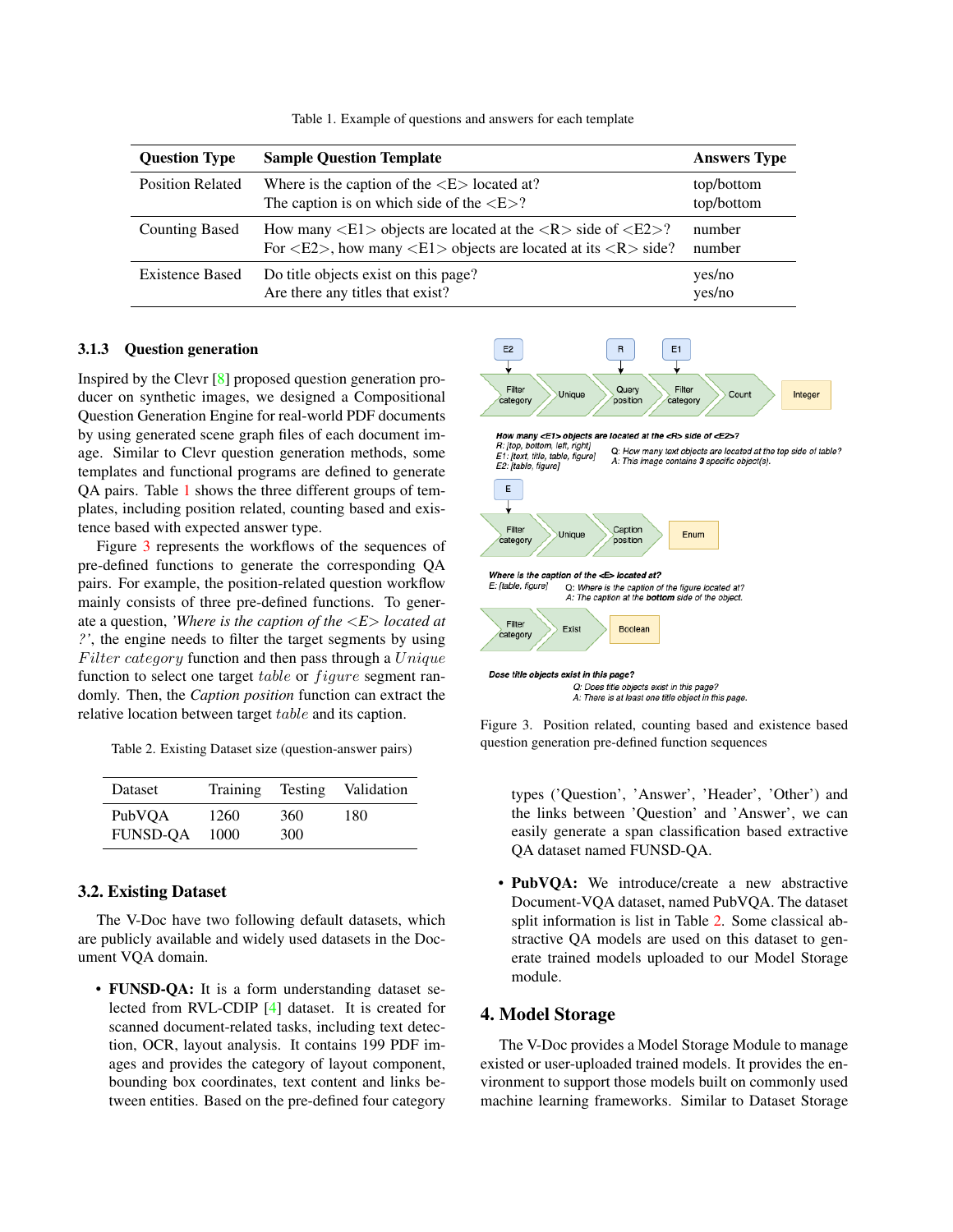Table 1. Example of questions and answers for each template

| Question Type | Sample Question Template | Answers Type |
|---|---|---|
| Position Related | Where is the caption of the <E> located at? | top/bottom |
| | The caption is on which side of the <E>? | top/bottom |
| Counting Based | How many <E1> objects are located at the <R> side of <E2>? | number |
| | For <E2>, how many <E1> objects are located at its <R> side? | number |
| Existence Based | Do title objects exist on this page? | yes/no |
| | Are there any titles that exist? | yes/no |

#### 3.1.3 Question generation

Inspired by the Clevr [8] proposed question generation producer on synthetic images, we designed a Compositional Question Generation Engine for real-world PDF documents by using generated scene graph files of each document image. Similar to Clevr question generation methods, some templates and functional programs are defined to generate QA pairs. Table 1 shows the three different groups of templates, including position related, counting based and existence based with expected answer type.

Figure 3 represents the workflows of the sequences of pre-defined functions to generate the corresponding QA pairs. For example, the position-related question workflow mainly consists of three pre-defined functions. To generate a question, *'Where is the caption of the <E> located at ?'*, the engine needs to filter the target segments by using $Filter\ category$ function and then pass through a $Unique$ function to select one target $table$ or $figure$ segment randomly. Then, the *Caption position* function can extract the relative location between target $table$ and its caption.

Table 2. Existing Dataset size (question-answer pairs)

| Dataset | Training | Testing | Validation |
|---|---|---|---|
| PubVQA | 1260 | 360 | 180 |
| FUNSD-QA | 1000 | 300 | |

### 3.2. Existing Dataset

The V-Doc have two following default datasets, which are publicly available and widely used datasets in the Document VQA domain.

- **FUNSD-QA:** It is a form understanding dataset selected from RVL-CDIP [4] dataset. It is created for scanned document-related tasks, including text detection, OCR, layout analysis. It contains 199 PDF images and provides the category of layout component, bounding box coordinates, text content and links between entities. Based on the pre-defined four category types ('Question', 'Answer', 'Header', 'Other') and the links between 'Question' and 'Answer', we can easily generate a span classification based extractive QA dataset named FUNSD-QA.

E2 → Filter category → Unique → Query position (R) → Filter category (E1) → Count → Integer

***How many <E1> objects are located at the <R> side of <E2>?***
*R: [top, bottom, left, right]*
*E1: [text, title, table, figure]*
*E2: [table, figure]*
*Q: How many text objects are located at the top side of table?*
*A: This image contains **3** specific object(s).*

E → Filter category → Unique → Caption position → Enum

***Where is the caption of the <E> located at?***
*E: [table, figure]*
*Q: Where is the caption of the figure located at?*
*A: The caption at the **bottom** side of the object.*

Filter category → Exist → Boolean

***Does title objects exist in this page?***
*Q: Does title objects exist in this page?*
*A: There is at least one title object in this page.*

Figure 3. Position related, counting based and existence based question generation pre-defined function sequences

- **PubVQA:** We introduce/create a new abstractive Document-VQA dataset, named PubVQA. The dataset split information is list in Table 2. Some classical abstractive QA models are used on this dataset to generate trained models uploaded to our Model Storage module.

## 4. Model Storage

The V-Doc provides a Model Storage Module to manage existed or user-uploaded trained models. It provides the environment to support those models built on commonly used machine learning frameworks. Similar to Dataset Storage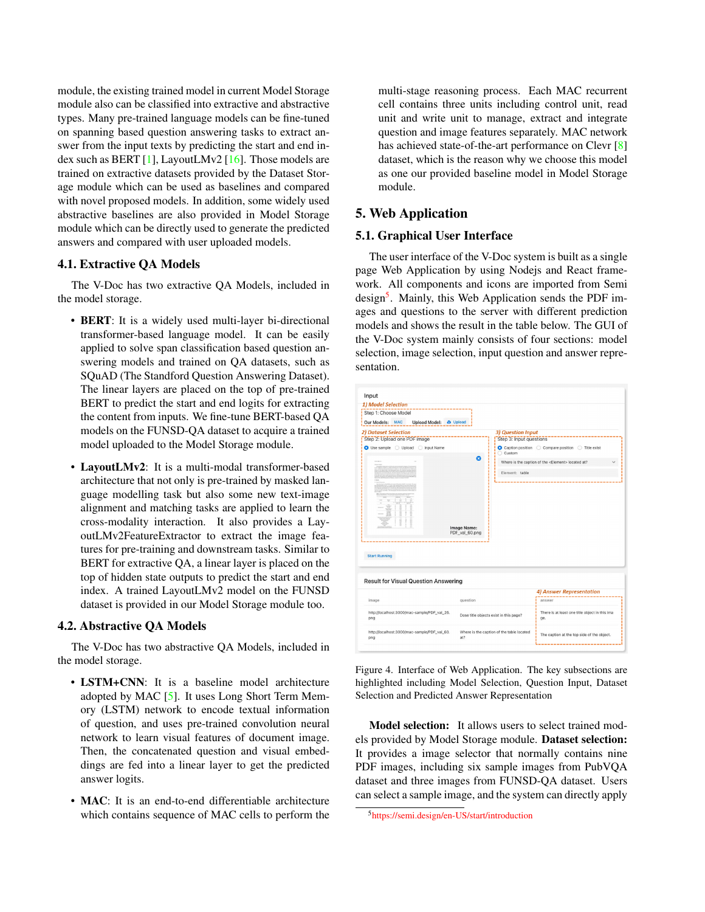module, the existing trained model in current Model Storage module also can be classified into extractive and abstractive types. Many pre-trained language models can be fine-tuned on spanning based question answering tasks to extract answer from the input texts by predicting the start and end index such as BERT [1], LayoutLMv2 [16]. Those models are trained on extractive datasets provided by the Dataset Storage module which can be used as baselines and compared with novel proposed models. In addition, some widely used abstractive baselines are also provided in Model Storage module which can be directly used to generate the predicted answers and compared with user uploaded models.

### 4.1. Extractive QA Models

The V-Doc has two extractive QA Models, included in the model storage.

- **BERT**: It is a widely used multi-layer bi-directional transformer-based language model. It can be easily applied to solve span classification based question answering models and trained on QA datasets, such as SQuAD (The Standford Question Answering Dataset). The linear layers are placed on the top of pre-trained BERT to predict the start and end logits for extracting the content from inputs. We fine-tune BERT-based QA models on the FUNSD-QA dataset to acquire a trained model uploaded to the Model Storage module.
- **LayoutLMv2**: It is a multi-modal transformer-based architecture that not only is pre-trained by masked language modelling task but also some new text-image alignment and matching tasks are applied to learn the cross-modality interaction. It also provides a LayoutLMv2FeatureExtractor to extract the image features for pre-training and downstream tasks. Similar to BERT for extractive QA, a linear layer is placed on the top of hidden state outputs to predict the start and end index. A trained LayoutLMv2 model on the FUNSD dataset is provided in our Model Storage module too.

### 4.2. Abstractive QA Models

The V-Doc has two abstractive QA Models, included in the model storage.

- **LSTM+CNN**: It is a baseline model architecture adopted by MAC [5]. It uses Long Short Term Memory (LSTM) network to encode textual information of question, and uses pre-trained convolution neural network to learn visual features of document image. Then, the concatenated question and visual embeddings are fed into a linear layer to get the predicted answer logits.
- **MAC**: It is an end-to-end differentiable architecture which contains sequence of MAC cells to perform the multi-stage reasoning process. Each MAC recurrent cell contains three units including control unit, read unit and write unit to manage, extract and integrate question and image features separately. MAC network has achieved state-of-the-art performance on Clevr [8] dataset, which is the reason why we choose this model as one our provided baseline model in Model Storage module.

## 5. Web Application

### 5.1. Graphical User Interface

The user interface of the V-Doc system is built as a single page Web Application by using Nodejs and React framework. All components and icons are imported from Semi design[5]. Mainly, this Web Application sends the PDF images and questions to the server with different prediction models and shows the result in the table below. The GUI of the V-Doc system mainly consists of four sections: model selection, image selection, input question and answer representation.

Figure 4. Interface of Web Application. The key subsections are highlighted including Model Selection, Question Input, Dataset Selection and Predicted Answer Representation

**Model selection:** It allows users to select trained models provided by Model Storage module. **Dataset selection:** It provides a image selector that normally contains nine PDF images, including six sample images from PubVQA dataset and three images from FUNSD-QA dataset. Users can select a sample image, and the system can directly apply

[5] https://semi.design/en-US/start/introduction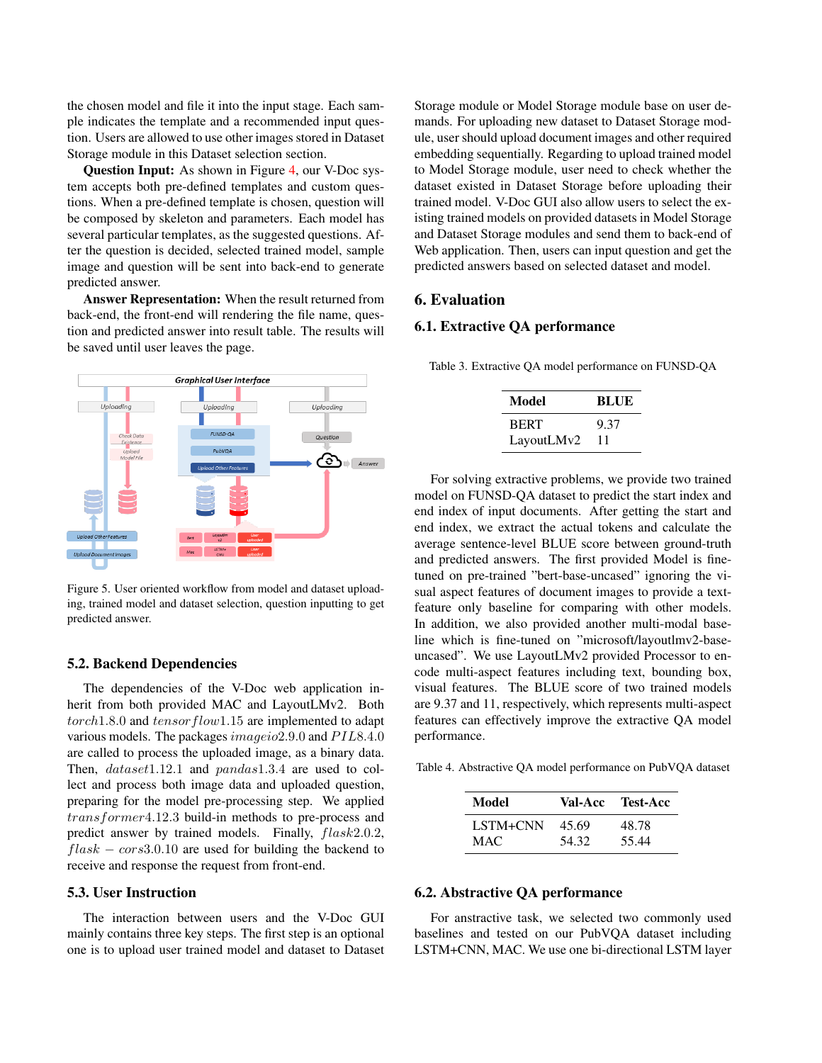the chosen model and file it into the input stage. Each sample indicates the template and a recommended input question. Users are allowed to use other images stored in Dataset Storage module in this Dataset selection section.

**Question Input:** As shown in Figure 4, our V-Doc system accepts both pre-defined templates and custom questions. When a pre-defined template is chosen, question will be composed by skeleton and parameters. Each model has several particular templates, as the suggested questions. After the question is decided, selected trained model, sample image and question will be sent into back-end to generate predicted answer.

**Answer Representation:** When the result returned from back-end, the front-end will rendering the file name, question and predicted answer into result table. The results will be saved until user leaves the page.

Figure 5. User oriented workflow from model and dataset uploading, trained model and dataset selection, question inputting to get predicted answer.

### 5.2. Backend Dependencies

The dependencies of the V-Doc web application inherit from both provided MAC and LayoutLMv2. Both $torch1.8.0$ and $tensorflow1.15$ are implemented to adapt various models. The packages $imageio2.9.0$ and $PIL8.4.0$ are called to process the uploaded image, as a binary data. Then, $dataset1.12.1$ and $pandas1.3.4$ are used to collect and process both image data and uploaded question, preparing for the model pre-processing step. We applied $transformer4.12.3$ build-in methods to pre-process and predict answer by trained models. Finally, $flask2.0.2$, $flask-cors3.0.10$ are used for building the backend to receive and response the request from front-end.

### 5.3. User Instruction

The interaction between users and the V-Doc GUI mainly contains three key steps. The first step is an optional one is to upload user trained model and dataset to Dataset Storage module or Model Storage module base on user demands. For uploading new dataset to Dataset Storage module, user should upload document images and other required embedding sequentially. Regarding to upload trained model to Model Storage module, user need to check whether the dataset existed in Dataset Storage before uploading their trained model. V-Doc GUI also allow users to select the existing trained models on provided datasets in Model Storage and Dataset Storage modules and send them to back-end of Web application. Then, users can input question and get the predicted answers based on selected dataset and model.

## 6. Evaluation

### 6.1. Extractive QA performance

Table 3. Extractive QA model performance on FUNSD-QA

| Model | BLUE |
|---|---|
| BERT | 9.37 |
| LayoutLMv2 | 11 |

For solving extractive problems, we provide two trained model on FUNSD-QA dataset to predict the start index and end index of input documents. After getting the start and end index, we extract the actual tokens and calculate the average sentence-level BLUE score between ground-truth and predicted answers. The first provided Model is fine-tuned on pre-trained "bert-base-uncased" ignoring the visual aspect features of document images to provide a text-feature only baseline for comparing with other models. In addition, we also provided another multi-modal baseline which is fine-tuned on "microsoft/layoutlmv2-base-uncased". We use LayoutLMv2 provided Processor to encode multi-aspect features including text, bounding box, visual features. The BLUE score of two trained models are 9.37 and 11, respectively, which represents multi-aspect features can effectively improve the extractive QA model performance.

Table 4. Abstractive QA model performance on PubVQA dataset

| Model | Val-Acc | Test-Acc |
|---|---|---|
| LSTM+CNN | 45.69 | 48.78 |
| MAC | 54.32 | 55.44 |

### 6.2. Abstractive QA performance

For anstractive task, we selected two commonly used baselines and tested on our PubVQA dataset including LSTM+CNN, MAC. We use one bi-directional LSTM layer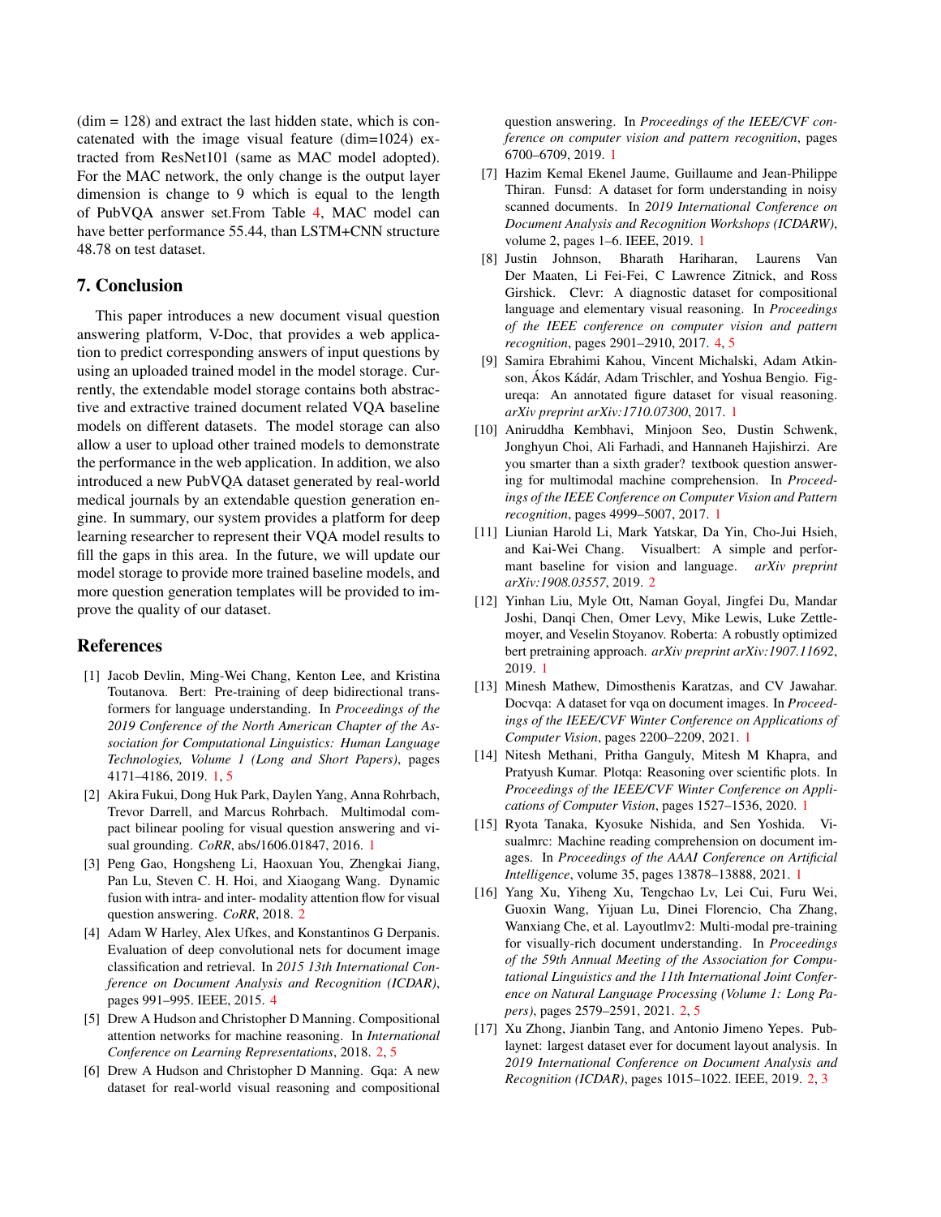(dim = 128) and extract the last hidden state, which is concatenated with the image visual feature (dim=1024) extracted from ResNet101 (same as MAC model adopted). For the MAC network, the only change is the output layer dimension is change to 9 which is equal to the length of PubVQA answer set.From Table 4, MAC model can have better performance 55.44, than LSTM+CNN structure 48.78 on test dataset.

## 7. Conclusion

This paper introduces a new document visual question answering platform, V-Doc, that provides a web application to predict corresponding answers of input questions by using an uploaded trained model in the model storage. Currently, the extendable model storage contains both abstractive and extractive trained document related VQA baseline models on different datasets. The model storage can also allow a user to upload other trained models to demonstrate the performance in the web application. In addition, we also introduced a new PubVQA dataset generated by real-world medical journals by an extendable question generation engine. In summary, our system provides a platform for deep learning researcher to represent their VQA model results to fill the gaps in this area. In the future, we will update our model storage to provide more trained baseline models, and more question generation templates will be provided to improve the quality of our dataset.

## References

[1] Jacob Devlin, Ming-Wei Chang, Kenton Lee, and Kristina Toutanova. Bert: Pre-training of deep bidirectional transformers for language understanding. In *Proceedings of the 2019 Conference of the North American Chapter of the Association for Computational Linguistics: Human Language Technologies, Volume 1 (Long and Short Papers)*, pages 4171–4186, 2019. 1, 5

[2] Akira Fukui, Dong Huk Park, Daylen Yang, Anna Rohrbach, Trevor Darrell, and Marcus Rohrbach. Multimodal compact bilinear pooling for visual question answering and visual grounding. *CoRR*, abs/1606.01847, 2016. 1

[3] Peng Gao, Hongsheng Li, Haoxuan You, Zhengkai Jiang, Pan Lu, Steven C. H. Hoi, and Xiaogang Wang. Dynamic fusion with intra- and inter- modality attention flow for visual question answering. *CoRR*, 2018. 2

[4] Adam W Harley, Alex Ufkes, and Konstantinos G Derpanis. Evaluation of deep convolutional nets for document image classification and retrieval. In *2015 13th International Conference on Document Analysis and Recognition (ICDAR)*, pages 991–995. IEEE, 2015. 4

[5] Drew A Hudson and Christopher D Manning. Compositional attention networks for machine reasoning. In *International Conference on Learning Representations*, 2018. 2, 5

[6] Drew A Hudson and Christopher D Manning. Gqa: A new dataset for real-world visual reasoning and compositional question answering. In *Proceedings of the IEEE/CVF conference on computer vision and pattern recognition*, pages 6700–6709, 2019. 1

[7] Hazim Kemal Ekenel Jaume, Guillaume and Jean-Philippe Thiran. Funsd: A dataset for form understanding in noisy scanned documents. In *2019 International Conference on Document Analysis and Recognition Workshops (ICDARW)*, volume 2, pages 1–6. IEEE, 2019. 1

[8] Justin Johnson, Bharath Hariharan, Laurens Van Der Maaten, Li Fei-Fei, C Lawrence Zitnick, and Ross Girshick. Clevr: A diagnostic dataset for compositional language and elementary visual reasoning. In *Proceedings of the IEEE conference on computer vision and pattern recognition*, pages 2901–2910, 2017. 4, 5

[9] Samira Ebrahimi Kahou, Vincent Michalski, Adam Atkinson, Ákos Kádár, Adam Trischler, and Yoshua Bengio. Figureqa: An annotated figure dataset for visual reasoning. *arXiv preprint arXiv:1710.07300*, 2017. 1

[10] Aniruddha Kembhavi, Minjoon Seo, Dustin Schwenk, Jonghyun Choi, Ali Farhadi, and Hannaneh Hajishirzi. Are you smarter than a sixth grader? textbook question answering for multimodal machine comprehension. In *Proceedings of the IEEE Conference on Computer Vision and Pattern recognition*, pages 4999–5007, 2017. 1

[11] Liunian Harold Li, Mark Yatskar, Da Yin, Cho-Jui Hsieh, and Kai-Wei Chang. Visualbert: A simple and performant baseline for vision and language. *arXiv preprint arXiv:1908.03557*, 2019. 2

[12] Yinhan Liu, Myle Ott, Naman Goyal, Jingfei Du, Mandar Joshi, Danqi Chen, Omer Levy, Mike Lewis, Luke Zettlemoyer, and Veselin Stoyanov. Roberta: A robustly optimized bert pretraining approach. *arXiv preprint arXiv:1907.11692*, 2019. 1

[13] Minesh Mathew, Dimosthenis Karatzas, and CV Jawahar. Docvqa: A dataset for vqa on document images. In *Proceedings of the IEEE/CVF Winter Conference on Applications of Computer Vision*, pages 2200–2209, 2021. 1

[14] Nitesh Methani, Pritha Ganguly, Mitesh M Khapra, and Pratyush Kumar. Plotqa: Reasoning over scientific plots. In *Proceedings of the IEEE/CVF Winter Conference on Applications of Computer Vision*, pages 1527–1536, 2020. 1

[15] Ryota Tanaka, Kyosuke Nishida, and Sen Yoshida. Visualmrc: Machine reading comprehension on document images. In *Proceedings of the AAAI Conference on Artificial Intelligence*, volume 35, pages 13878–13888, 2021. 1

[16] Yang Xu, Yiheng Xu, Tengchao Lv, Lei Cui, Furu Wei, Guoxin Wang, Yijuan Lu, Dinei Florencio, Cha Zhang, Wanxiang Che, et al. Layoutlmv2: Multi-modal pre-training for visually-rich document understanding. In *Proceedings of the 59th Annual Meeting of the Association for Computational Linguistics and the 11th International Joint Conference on Natural Language Processing (Volume 1: Long Papers)*, pages 2579–2591, 2021. 2, 5

[17] Xu Zhong, Jianbin Tang, and Antonio Jimeno Yepes. Publaynet: largest dataset ever for document layout analysis. In *2019 International Conference on Document Analysis and Recognition (ICDAR)*, pages 1015–1022. IEEE, 2019. 2, 3